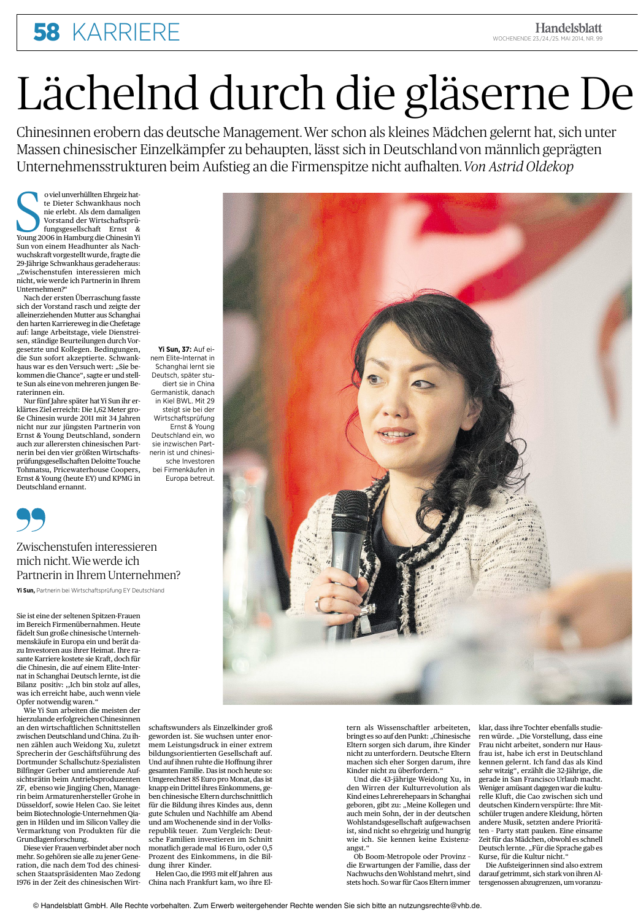# Lächelnd durch die gläserne De

Chinesinnen erobern das deutsche Management. Wer schon als kleines Mädchen gelernt hat, sich unter Massen chinesischer Einzelkämpfer zu behaupten, lässt sich in Deutschland von männlich geprägten Unternehmensstrukturen beim Aufstieg an die Firmenspitze nicht aufhalten. *Von Astrid Oldekop*

So viel unverhüllten Ehrgeiz hatte Dieter Schwankhaus noch nie erlebt. Als dem damaligen Vorstand der Wirtschaftsprüfungsgesellschaft Ernst & Young 2006 in Hamburg die Chinesin Yi Sun von einem Headhunter als Nachwuchskraft vorgestellt wurde, fragte die 29-Jährige Schwankhaus geradeheraus: „Zwischenstufen interessieren mich nicht, wie werde ich Partnerin in Ihrem Unternehmen?“

Nach der ersten Überraschung fasste sich der Vorstand rasch und zeigte der alleinerziehenden Mutter aus Schanghai den harten Karriereweg in die Chefetage auf: lange Arbeitstage, viele Dienstreisen, ständige Beurteilungen durch Vorgesetzte und Kollegen. Bedingungen, die Sun sofort akzeptierte. Schwankhaus war es den Versuch wert: „Sie bekommen die Chance“, sagte er und stellte Sun als eine von mehreren jungen Beraterinnen ein.

Nur fünf Jahre später hat Yi Sun ihr erklärtes Ziel erreicht: Die 1,62 Meter große Chinesin wurde 2011 mit 34 Jahren nicht nur zur jüngsten Partnerin von Ernst & Young Deutschland, sondern auch zur allerersten chinesischen Partnerin bei den vier größten Wirtschaftsprüfungsgesellschaften Deloitte Touche Tohmatsu, Pricewaterhouse Coopers, Ernst & Young (heute EY) und KPMG in Deutschland ernannt.

**Yi Sun, 37:** Auf einem Elite-Internat in Schanghai lernt sie Deutsch, später studiert sie in China Germanistik, danach in Kiel BWL. Mit 29 steigt sie bei der Wirtschaftsprüfung Ernst & Young Deutschland ein, wo sie inzwischen Partnerin ist und chinesische Investoren bei Firmenkäufen in Europa betreut.

> Zwischenstufen interessieren mich nicht. Wie werde ich Partnerin in Ihrem Unternehmen?
>
> **Yi Sun,** Partnerin bei Wirtschaftsprüfung EY Deutschland

Sie ist eine der seltenen Spitzen-Frauen im Bereich Firmenübernahmen. Heute fädelt Sun große chinesische Unternehmenskäufe in Europa ein und berät dazu Investoren aus ihrer Heimat. Ihre rasante Karriere kostete sie Kraft, doch für die Chinesin, die auf einem Elite-Internat in Schanghai Deutsch lernte, ist die Bilanz positiv: „Ich bin stolz auf alles, was ich erreicht habe, auch wenn viele Opfer notwendig waren.“

Wie Yi Sun arbeiten die meisten der hierzulande erfolgreichen Chinesinnen an den wirtschaftlichen Schnittstellen zwischen Deutschland und China. Zu ihnen zählen auch Weidong Xu, zuletzt Sprecherin der Geschäftsführung des Dortmunder Schallschutz-Spezialisten Bilfinger Gerber und amtierende Aufsichtsrätin beim Antriebsproduzenten ZF, ebenso wie Jingjing Chen, Managerin beim Armaturenhersteller Grohe in Düsseldorf, sowie Helen Cao. Sie leitet beim Biotechnologie-Unternehmen Qiagen in Hilden und im Silicon Valley die Vermarktung von Produkten für die Grundlagenforschung.

Diese vier Frauen verbindet aber noch mehr. So gehören sie alle zu jener Generation, die nach dem Tod des chinesischen Staatspräsidenten Mao Zedong 1976 in der Zeit des chinesischen Wirtschaftswunders als Einzelkinder groß geworden ist. Sie wuchsen unter enormem Leistungsdruck in einer extrem bildungsorientierten Gesellschaft auf. Und auf ihnen ruhte die Hoffnung ihrer gesamten Familie. Das ist noch heute so: Umgerechnet 85 Euro pro Monat, das ist knapp ein Drittel ihres Einkommens, geben chinesische Eltern durchschnittlich für die Bildung ihres Kindes aus, denn gute Schulen und Nachhilfe am Abend und am Wochenende sind in der Volksrepublik teuer. Zum Vergleich: Deutsche Familien investieren im Schnitt monatlich gerade mal 16 Euro, oder 0,5 Prozent des Einkommens, in die Bildung ihrer Kinder.

Helen Cao, die 1993 mit elf Jahren aus China nach Frankfurt kam, wo ihre Eltern als Wissenschaftler arbeiteten, bringt es so auf den Punkt: „Chinesische Eltern sorgen sich darum, ihre Kinder nicht zu unterfordern. Deutsche Eltern machen sich eher Sorgen darum, ihre Kinder nicht zu überfordern.“

Und die 43-jährige Weidong Xu, in den Wirren der Kulturrevolution als Kind eines Lehrerehepaars in Schanghai geboren, gibt zu: „Meine Kollegen und auch mein Sohn, der in der deutschen Wohlstandsgesellschaft aufgewachsen ist, sind nicht so ehrgeizig und hungrig wie ich. Sie kennen keine Existenzangst.“

Ob Boom-Metropole oder Provinz - die Erwartungen der Familie, dass der Nachwuchs den Wohlstand mehrt, sind stets hoch. So war für Caos Eltern immer klar, dass ihre Tochter ebenfalls studieren würde. „Die Vorstellung, dass eine Frau nicht arbeitet, sondern nur Hausfrau ist, habe ich erst in Deutschland kennen gelernt. Ich fand das als Kind sehr witzig“, erzählt die 32-Jährige, die gerade in San Francisco Urlaub macht. Weniger amüsant dagegen war die kulturelle Kluft, die Cao zwischen sich und deutschen Kindern verspürte: Ihre Mitschüler trugen andere Kleidung, hörten andere Musik, setzten andere Prioritäten - Party statt pauken. Eine einsame Zeit für das Mädchen, obwohl es schnell Deutsch lernte. „Für die Sprache gab es Kurse, für die Kultur nicht.“

Die Aufsteigerinnen sind also extrem darauf getrimmt, sich stark von ihren Altersgenossen abzugrenzen, um voranzu-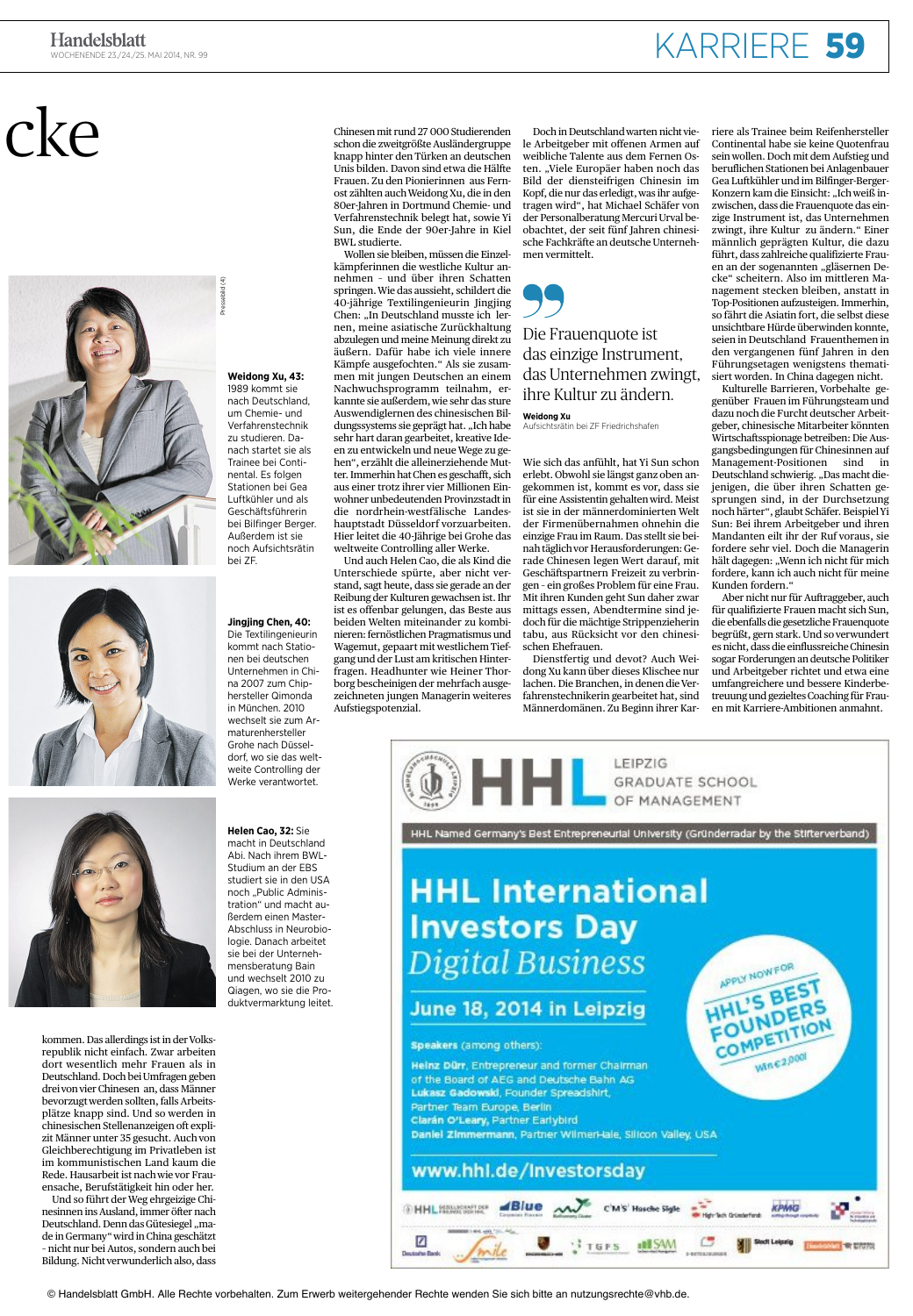cke

**Weidong Xu, 43:** 1989 kommt sie nach Deutschland, um Chemie- und Verfahrenstechnik zu studieren. Danach startet sie als Trainee bei Continental. Es folgen Stationen bei Gea Luftkühler und als Geschäftsführerin bei Bilfinger Berger. Außerdem ist sie noch Aufsichtsrätin bei ZF.

**Jingjing Chen, 40:** Die Textilingenieurin kommt nach Stationen bei deutschen Unternehmen in China 2007 zum Chiphersteller Qimonda in München. 2010 wechselt sie zum Armaturenhersteller Grohe nach Düsseldorf, wo sie das weltweite Controlling der Werke verantwortet.

**Helen Cao, 32:** Sie macht in Deutschland Abi. Nach ihrem BWL-Studium an der EBS studiert sie in den USA noch „Public Administration" und macht außerdem einen Master-Abschluss in Neurobiologie. Danach arbeitet sie bei der Unternehmensberatung Bain und wechselt 2010 zu Qiagen, wo sie die Produktvermarktung leitet.

Pressebild (4)

kommen. Das allerdings ist in der Volksrepublik nicht einfach. Zwar arbeiten dort wesentlich mehr Frauen als in Deutschland. Doch bei Umfragen geben drei von vier Chinesen an, dass Männer bevorzugt werden sollten, falls Arbeitsplätze knapp sind. Und so werden in chinesischen Stellenanzeigen oft explizit Männer unter 35 gesucht. Auch von Gleichberechtigung im Privatleben ist im kommunistischen Land kaum die Rede. Hausarbeit ist nach wie vor Frauensache, Berufstätigkeit hin oder her.

Und so führt der Weg ehrgeizige Chinesinnen ins Ausland, immer öfter nach Deutschland. Denn das Gütesiegel „made in Germany" wird in China geschätzt - nicht nur bei Autos, sondern auch bei Bildung. Nicht verwunderlich also, dass Chinesen mit rund 27 000 Studierenden schon die zweitgrößte Ausländergruppe knapp hinter den Türken an deutschen Unis bilden. Davon sind etwa die Hälfte Frauen. Zu den Pionierinnen aus Fernost zählten auch Weidong Xu, die in den 80er-Jahren in Dortmund Chemie- und Verfahrenstechnik belegt hat, sowie Yi Sun, die Ende der 90er-Jahre in Kiel BWL studierte.

Wollen sie bleiben, müssen die Einzelkämpferinnen die westliche Kultur annehmen - und über ihren Schatten springen. Wie das aussieht, schildert die 40-jährige Textilingenieurin Jingjing Chen: „In Deutschland musste ich lernen, meine asiatische Zurückhaltung abzulegen und meine Meinung direkt zu äußern. Dafür habe ich viele innere Kämpfe ausgefochten." Als sie zusammen mit jungen Deutschen an einem Nachwuchsprogramm teilnahm, erkannte sie außerdem, wie sehr das sture Auswendiglernen des chinesischen Bildungssystems sie geprägt hat. „Ich habe sehr hart daran gearbeitet, kreative Ideen zu entwickeln und neue Wege zu gehen", erzählt die alleinerziehende Mutter. Immerhin hat Chen es geschafft, sich aus einer trotz ihrer vier Millionen Einwohner unbedeutenden Provinzstadt in die nordrhein-westfälische Landeshauptstadt Düsseldorf vorzuarbeiten. Hier leitet die 40-Jährige bei Grohe das weltweite Controlling aller Werke.

Und auch Helen Cao, die als Kind die Unterschiede spürte, aber nicht verstand, sagt heute, dass sie gerade an der Reibung der Kulturen gewachsen ist. Ihr ist es offenbar gelungen, das Beste aus beiden Welten miteinander zu kombinieren: fernöstlichen Pragmatismus und Wagemut, gepaart mit westlichem Tiefgang und der Lust am kritischen Hinterfragen. Headhunter wie Heiner Thorborg bescheinigen der mehrfach ausgezeichneten jungen Managerin weiteres Aufstiegspotenzial.

Doch in Deutschland warten nicht viele Arbeitgeber mit offenen Armen auf weibliche Talente aus dem Fernen Osten. „Viele Europäer haben noch das Bild der diensteifrigen Chinesin im Kopf, die nur das erledigt, was ihr aufgetragen wird", hat Michael Schäfer von der Personalberatung Mercuri Urval beobachtet, der seit fünf Jahren chinesische Fachkräfte an deutsche Unternehmen vermittelt.

> **„** Die Frauenquote ist das einzige Instrument, das Unternehmen zwingt, ihre Kultur zu ändern.
>
> **Weidong Xu**
> Aufsichtsrätin bei ZF Friedrichshafen

Wie sich das anfühlt, hat Yi Sun schon erlebt. Obwohl sie längst ganz oben angekommen ist, kommt es vor, dass sie für eine Assistentin gehalten wird. Meist ist sie in der männerdominierten Welt der Firmenübernahmen ohnehin die einzige Frau im Raum. Das stellt sie beinah täglich vor Herausforderungen: Gerade Chinesen legen Wert darauf, mit Geschäftspartnern Freizeit zu verbringen - ein großes Problem für eine Frau. Mit ihren Kunden geht Sun daher zwar mittags essen, Abendtermine sind jedoch für die mächtige Strippenzieherin tabu, aus Rücksicht vor den chinesischen Ehefrauen.

Dienstfertig und devot? Auch Weidong Xu kann über dieses Klischee nur lachen. Die Branchen, in denen die Verfahrenstechnikerin gearbeitet hat, sind Männerdomänen. Zu Beginn ihrer Karriere als Trainee beim Reifenhersteller Continental habe sie keine Quotenfrau sein wollen. Doch mit dem Aufstieg und beruflichen Stationen bei Anlagenbauer Gea Luftkühler und im Bilfinger-Berger-Konzern kam die Einsicht: „Ich weiß inzwischen, dass die Frauenquote das einzige Instrument ist, das Unternehmen zwingt, ihre Kultur zu ändern." Einer männlich geprägten Kultur, die dazu führt, dass zahlreiche qualifizierte Frauen an der sogenannten „gläsernen Decke" scheitern. Also im mittleren Management stecken bleiben, anstatt in Top-Positionen aufzusteigen. Immerhin, so fährt die Asiatin fort, die selbst diese unsichtbare Hürde überwinden konnte, seien in Deutschland Frauenthemen in den vergangenen fünf Jahren in den Führungsetagen wenigstens thematisiert worden. In China dagegen nicht.

Kulturelle Barrieren, Vorbehalte gegenüber Frauen im Führungsteam und dazu noch die Furcht deutscher Arbeitgeber, chinesische Mitarbeiter könnten Wirtschaftsspionage betreiben: Die Ausgangsbedingungen für Chinesinnen auf Management-Positionen sind in Deutschland schwierig. „Das macht diejenigen, die über ihren Schatten gesprungen sind, in der Durchsetzung noch härter", glaubt Schäfer. Beispiel Yi Sun: Bei ihrem Arbeitgeber und ihren Mandanten eilt ihr der Ruf voraus, sie fordere sehr viel. Doch die Managerin hält dagegen: „Wenn ich nicht für mich fordere, kann ich auch nicht für meine Kunden fordern."

Aber nicht nur für Auftraggeber, auch für qualifizierte Frauen macht sich Sun, die ebenfalls die gesetzliche Frauenquote begrüßt, gern stark. Und so verwundert es nicht, dass die einflussreiche Chinesin sogar Forderungen an deutsche Politiker und Arbeitgeber richtet und etwa eine umfangreichere und bessere Kinderbetreuung und gezieltes Coaching für Frauen mit Karriere-Ambitionen anmahnt.

---

HHL LEIPZIG GRADUATE SCHOOL OF MANAGEMENT

HHL Named Germany's Best Entrepreneurial University (Gründerradar by the Stifterverband)

**HHL International Investors Day**
*Digital Business*

**June 18, 2014 in Leipzig**

APPLY NOW FOR HHL'S BEST FOUNDERS COMPETITION Win €2,000!

**Speakers** (among others):
**Heinz Dürr**, Entrepreneur and former Chairman of the Board of AEG and Deutsche Bahn AG
**Lukasz Gadowski**, Founder Spreadshirt, Partner Team Europe, Berlin
**Clarán O'Leary**, Partner Earlybird
**Daniel Zimmermann**, Partner WilmerHale, Silicon Valley, USA

www.hhl.de/investorsday

© Handelsblatt GmbH. Alle Rechte vorbehalten. Zum Erwerb weitergehender Rechte wenden Sie sich bitte an nutzungsrechte@vhb.de.